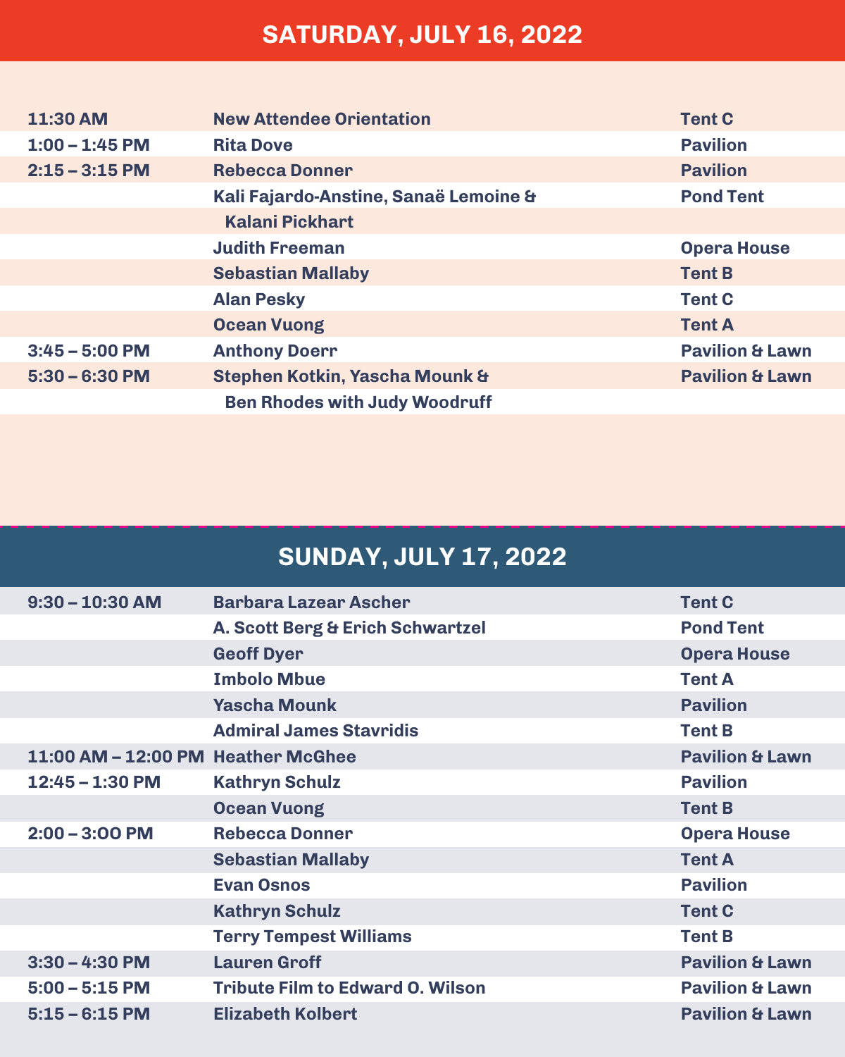## SATURDAY, JULY 16, 2022

| Time | Event | Location |
|---|---|---|
| 11:30 AM | New Attendee Orientation | Tent C |
| 1:00 – 1:45 PM | Rita Dove | Pavilion |
| 2:15 – 3:15 PM | Rebecca Donner | Pavilion |
| | Kali Fajardo-Anstine, Sanaë Lemoine & Kalani Pickhart | Pond Tent |
| | Judith Freeman | Opera House |
| | Sebastian Mallaby | Tent B |
| | Alan Pesky | Tent C |
| | Ocean Vuong | Tent A |
| 3:45 – 5:00 PM | Anthony Doerr | Pavilion & Lawn |
| 5:30 – 6:30 PM | Stephen Kotkin, Yascha Mounk & Ben Rhodes with Judy Woodruff | Pavilion & Lawn |

## SUNDAY, JULY 17, 2022

| Time | Event | Location |
|---|---|---|
| 9:30 – 10:30 AM | Barbara Lazear Ascher | Tent C |
| | A. Scott Berg & Erich Schwartzel | Pond Tent |
| | Geoff Dyer | Opera House |
| | Imbolo Mbue | Tent A |
| | Yascha Mounk | Pavilion |
| | Admiral James Stavridis | Tent B |
| 11:00 AM – 12:00 PM | Heather McGhee | Pavilion & Lawn |
| 12:45 – 1:30 PM | Kathryn Schulz | Pavilion |
| | Ocean Vuong | Tent B |
| 2:00 – 3:00 PM | Rebecca Donner | Opera House |
| | Sebastian Mallaby | Tent A |
| | Evan Osnos | Pavilion |
| | Kathryn Schulz | Tent C |
| | Terry Tempest Williams | Tent B |
| 3:30 – 4:30 PM | Lauren Groff | Pavilion & Lawn |
| 5:00 – 5:15 PM | Tribute Film to Edward O. Wilson | Pavilion & Lawn |
| 5:15 – 6:15 PM | Elizabeth Kolbert | Pavilion & Lawn |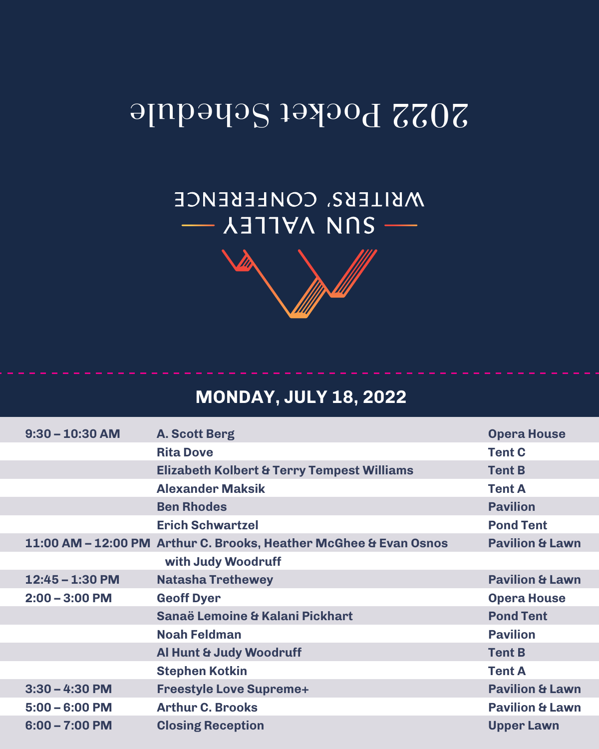2022 Pocket Schedule

WRITERS' CONFERENCE

— SUN VALLEY —

## MONDAY, JULY 18, 2022

| | | |
|---|---|---|
| 9:30 – 10:30 AM | A. Scott Berg | Opera House |
| | Rita Dove | Tent C |
| | Elizabeth Kolbert & Terry Tempest Williams | Tent B |
| | Alexander Maksik | Tent A |
| | Ben Rhodes | Pavilion |
| | Erich Schwartzel | Pond Tent |
| 11:00 AM – 12:00 PM | Arthur C. Brooks, Heather McGhee & Evan Osnos with Judy Woodruff | Pavilion & Lawn |
| 12:45 – 1:30 PM | Natasha Trethewey | Pavilion & Lawn |
| 2:00 – 3:00 PM | Geoff Dyer | Opera House |
| | Sanaë Lemoine & Kalani Pickhart | Pond Tent |
| | Noah Feldman | Pavilion |
| | Al Hunt & Judy Woodruff | Tent B |
| | Stephen Kotkin | Tent A |
| 3:30 – 4:30 PM | Freestyle Love Supreme+ | Pavilion & Lawn |
| 5:00 – 6:00 PM | Arthur C. Brooks | Pavilion & Lawn |
| 6:00 – 7:00 PM | Closing Reception | Upper Lawn |